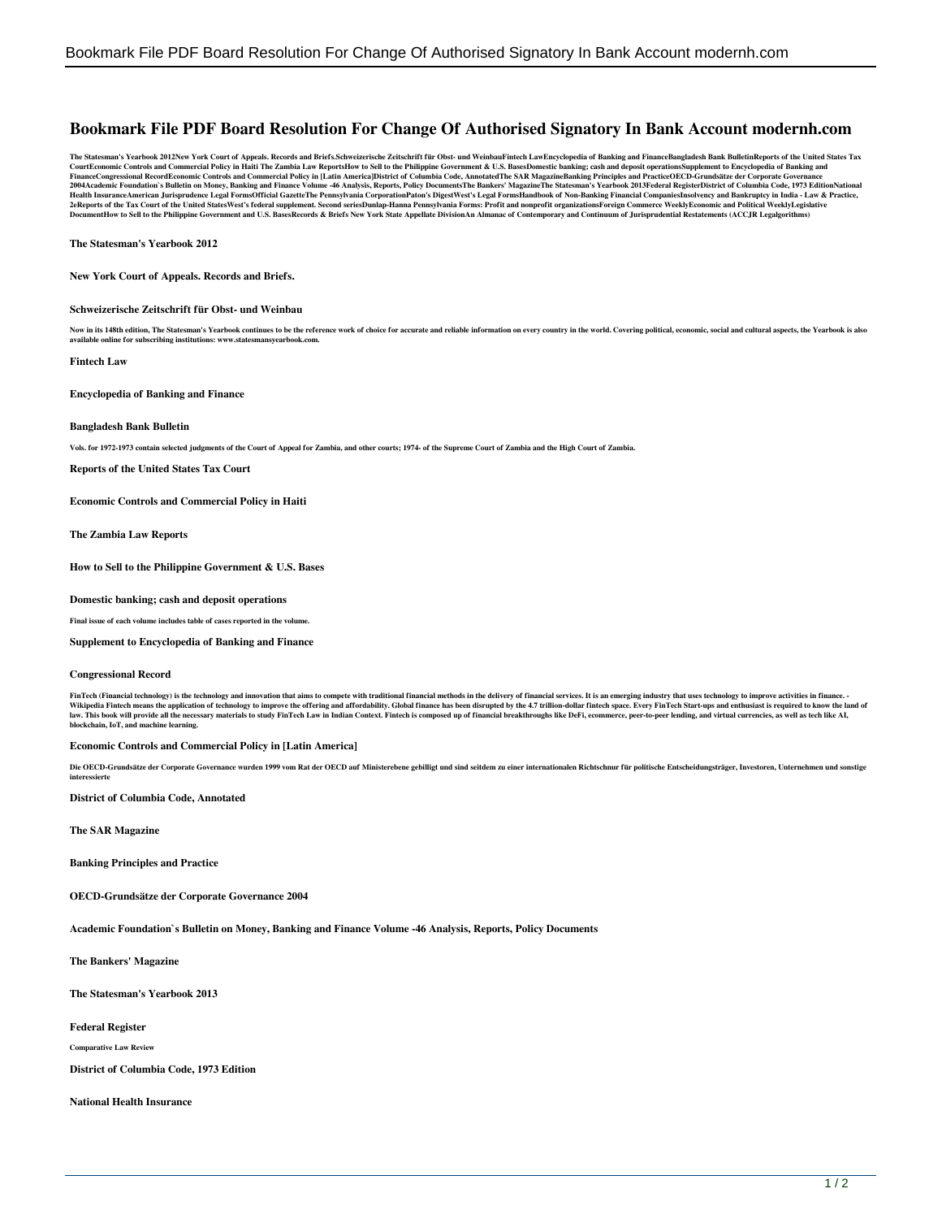# Bookmark File PDF Board Resolution For Change Of Authorised Signatory In Bank Account modernh.com

The Statesman's Yearbook 2012New York Court of Appeals. Records and Briefs.Schweizerische Zeitschrift für Obst- und WeinbauFintech LawEncyclopedia of Banking and FinanceBangladesh Bank BulletinReports of the United States Tax CourtEconomic Controls and Commercial Policy in Haiti The Zambia Law ReportsHow to Sell to the Philippine Government & U.S. BasesDomestic banking; cash and deposit operationsSupplement to Encyclopedia of Banking and FinanceCongressional RecordEconomic Controls and Commercial Policy in [Latin America]District of Columbia Code, AnnotatedThe SAR MagazineBanking Principles and PracticeOECD-Grundsätze der Corporate Governance 2004Academic Foundation`s Bulletin on Money, Banking and Finance Volume -46 Analysis, Reports, Policy DocumentsThe Bankers' MagazineThe Statesman's Yearbook 2013Federal RegisterDistrict of Columbia Code, 1973 EditionNational Health InsuranceAmerican Jurisprudence Legal FormsOfficial GazetteThe Pennsylvania CorporationPaton's DigestWest's Legal FormsHandbook of Non-Banking Financial CompaniesInsolvency and Bankruptcy in India - Law & Practice, 2eReports of the Tax Court of the United StatesWest's federal supplement. Second seriesDunlap-Hanna Pennsylvania Forms: Profit and nonprofit organizationsForeign Commerce WeeklyEconomic and Political WeeklyLegislative DocumentHow to Sell to the Philippine Government and U.S. BasesRecords & Briefs New York State Appellate DivisionAn Almanac of Contemporary and Continuum of Jurisprudential Restatements (ACCJR Legalgorithms)

**The Statesman's Yearbook 2012**

**New York Court of Appeals. Records and Briefs.**

**Schweizerische Zeitschrift für Obst- und Weinbau**

Now in its 148th edition, The Statesman's Yearbook continues to be the reference work of choice for accurate and reliable information on every country in the world. Covering political, economic, social and cultural aspects, the Yearbook is also available online for subscribing institutions: www.statesmansyearbook.com.

**Fintech Law**

**Encyclopedia of Banking and Finance**

**Bangladesh Bank Bulletin**

Vols. for 1972-1973 contain selected judgments of the Court of Appeal for Zambia, and other courts; 1974- of the Supreme Court of Zambia and the High Court of Zambia.

**Reports of the United States Tax Court**

**Economic Controls and Commercial Policy in Haiti**

**The Zambia Law Reports**

**How to Sell to the Philippine Government & U.S. Bases**

**Domestic banking; cash and deposit operations**

Final issue of each volume includes table of cases reported in the volume.

**Supplement to Encyclopedia of Banking and Finance**

**Congressional Record**

FinTech (Financial technology) is the technology and innovation that aims to compete with traditional financial methods in the delivery of financial services. It is an emerging industry that uses technology to improve activities in finance. - Wikipedia Fintech means the application of technology to improve the offering and affordability. Global finance has been disrupted by the 4.7 trillion-dollar fintech space. Every FinTech Start-ups and enthusiast is required to know the land of law. This book will provide all the necessary materials to study FinTech Law in Indian Context. Fintech is composed up of financial breakthroughs like DeFi, ecommerce, peer-to-peer lending, and virtual currencies, as well as tech like AI, blockchain, IoT, and machine learning.

**Economic Controls and Commercial Policy in [Latin America]**

Die OECD-Grundsätze der Corporate Governance wurden 1999 vom Rat der OECD auf Ministerebene gebilligt und sind seitdem zu einer internationalen Richtschnur für politische Entscheidungsträger, Investoren, Unternehmen und sonstige interessierte

**District of Columbia Code, Annotated**

**The SAR Magazine**

**Banking Principles and Practice**

**OECD-Grundsätze der Corporate Governance 2004**

**Academic Foundation`s Bulletin on Money, Banking and Finance Volume -46 Analysis, Reports, Policy Documents**

**The Bankers' Magazine**

**The Statesman's Yearbook 2013**

**Federal Register**

Comparative Law Review

**District of Columbia Code, 1973 Edition**

**National Health Insurance**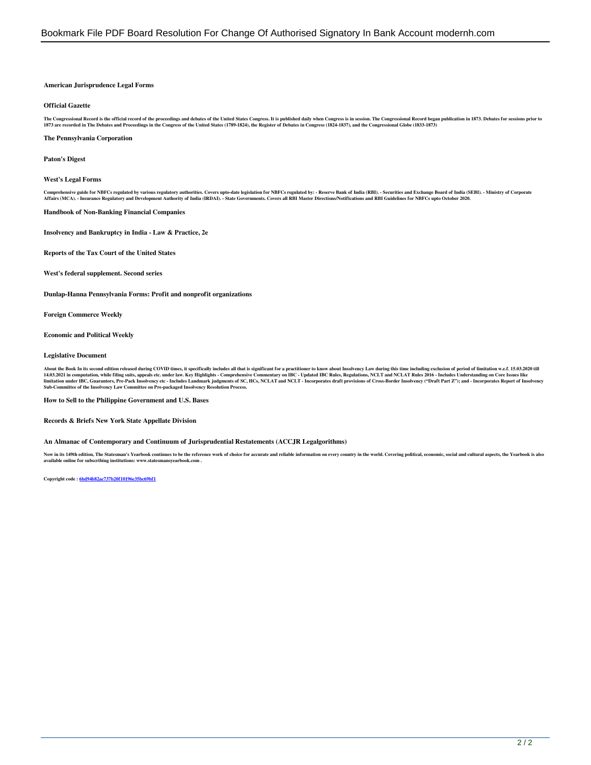**American Jurisprudence Legal Forms**

**Official Gazette**

The Congressional Record is the official record of the proceedings and debates of the United States Congress. It is published daily when Congress is in session. The Congressional Record began publication in 1873. Debates for sessions prior to 1873 are recorded in The Debates and Proceedings in the Congress of the United States (1789-1824), the Register of Debates in Congress (1824-1837), and the Congressional Globe (1833-1873)

**The Pennsylvania Corporation**

**Paton's Digest**

**West's Legal Forms**

Comprehensive guide for NBFCs regulated by various regulatory authorities. Covers upto-date legislation for NBFCs regulated by: - Reserve Bank of India (RBI). - Securities and Exchange Board of India (SEBI). - Ministry of Corporate Affairs (MCA). - Insurance Regulatory and Development Authority of India (IRDAI). - State Governments. Covers all RBI Master Directions/Notifications and RBI Guidelines for NBFCs upto October 2020.

**Handbook of Non-Banking Financial Companies**

**Insolvency and Bankruptcy in India - Law & Practice, 2e**

**Reports of the Tax Court of the United States**

**West's federal supplement. Second series**

**Dunlap-Hanna Pennsylvania Forms: Profit and nonprofit organizations**

**Foreign Commerce Weekly**

**Economic and Political Weekly**

**Legislative Document**

About the Book In its second edition released during COVID times, it specifically includes all that is significant for a practitioner to know about Insolvency Law during this time including exclusion of period of limitation w.e.f. 15.03.2020 till 14.03.2021 in computation, while filing suits, appeals etc. under law. Key Highlights - Comprehensive Commentary on IBC - Updated IBC Rules, Regulations, NCLT and NCLAT Rules 2016 - Includes Understanding on Core Issues like limitation under IBC, Guarantors, Pre-Pack Insolvency etc - Includes Landmark judgments of SC, HCs, NCLAT and NCLT - Incorporates draft provisions of Cross-Border Insolvency ("Draft Part Z"); and - Incorporates Report of Insolvency Sub-Committee of the Insolvency Law Committee on Pre-packaged Insolvency Resolution Process.

**How to Sell to the Philippine Government and U.S. Bases**

**Records & Briefs New York State Appellate Division**

**An Almanac of Contemporary and Continuum of Jurisprudential Restatements (ACCJR Legalgorithms)**

Now in its 149th edition, The Statesman's Yearbook continues to be the reference work of choice for accurate and reliable information on every country in the world. Covering political, economic, social and cultural aspects, the Yearbook is also available online for subscribing institutions: www.statesmansyearbook.com .

Copyright code : 6bd94b82ac737b20f10196e35bc69bf1